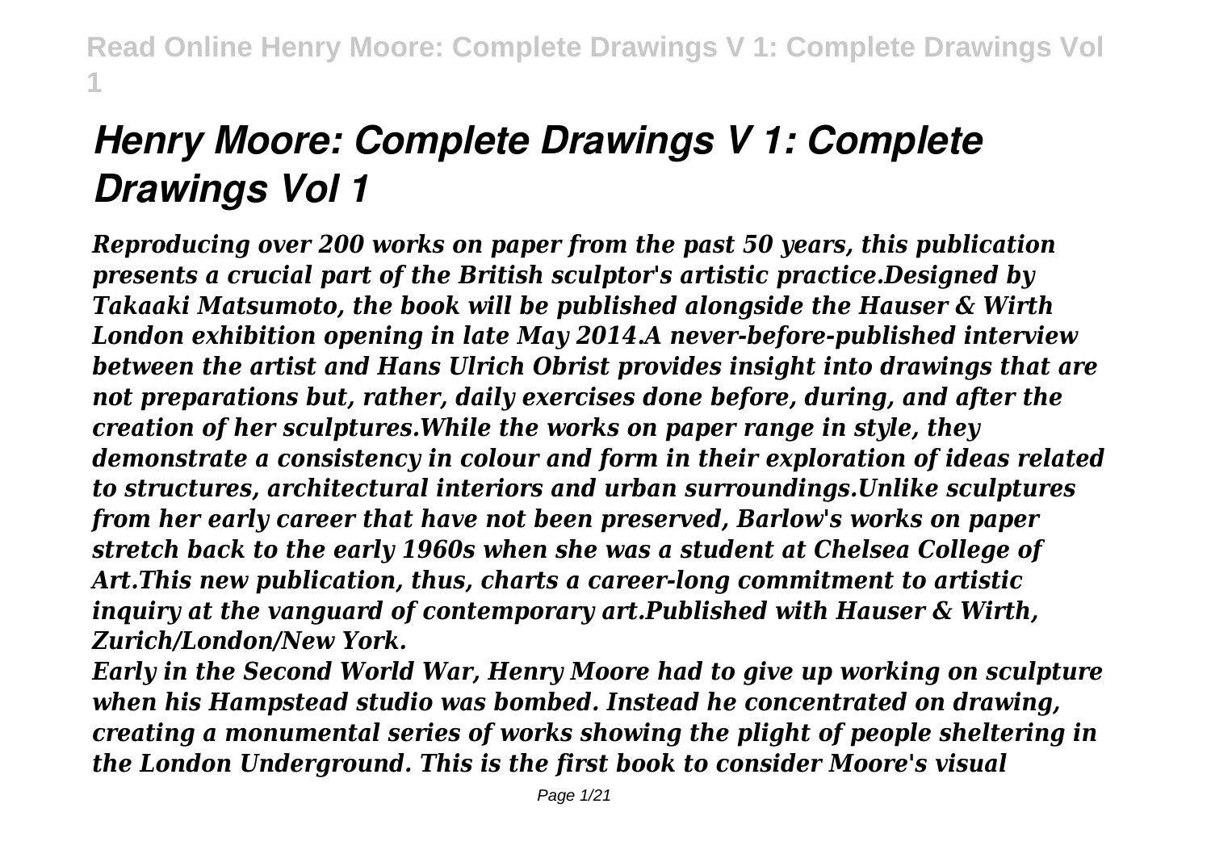# *Henry Moore: Complete Drawings V 1: Complete Drawings Vol 1*

***Reproducing over 200 works on paper from the past 50 years, this publication presents a crucial part of the British sculptor's artistic practice.Designed by Takaaki Matsumoto, the book will be published alongside the Hauser & Wirth London exhibition opening in late May 2014.A never-before-published interview between the artist and Hans Ulrich Obrist provides insight into drawings that are not preparations but, rather, daily exercises done before, during, and after the creation of her sculptures.While the works on paper range in style, they demonstrate a consistency in colour and form in their exploration of ideas related to structures, architectural interiors and urban surroundings.Unlike sculptures from her early career that have not been preserved, Barlow's works on paper stretch back to the early 1960s when she was a student at Chelsea College of Art.This new publication, thus, charts a career-long commitment to artistic inquiry at the vanguard of contemporary art.Published with Hauser & Wirth, Zurich/London/New York.***

***Early in the Second World War, Henry Moore had to give up working on sculpture when his Hampstead studio was bombed. Instead he concentrated on drawing, creating a monumental series of works showing the plight of people sheltering in the London Underground. This is the first book to consider Moore's visual***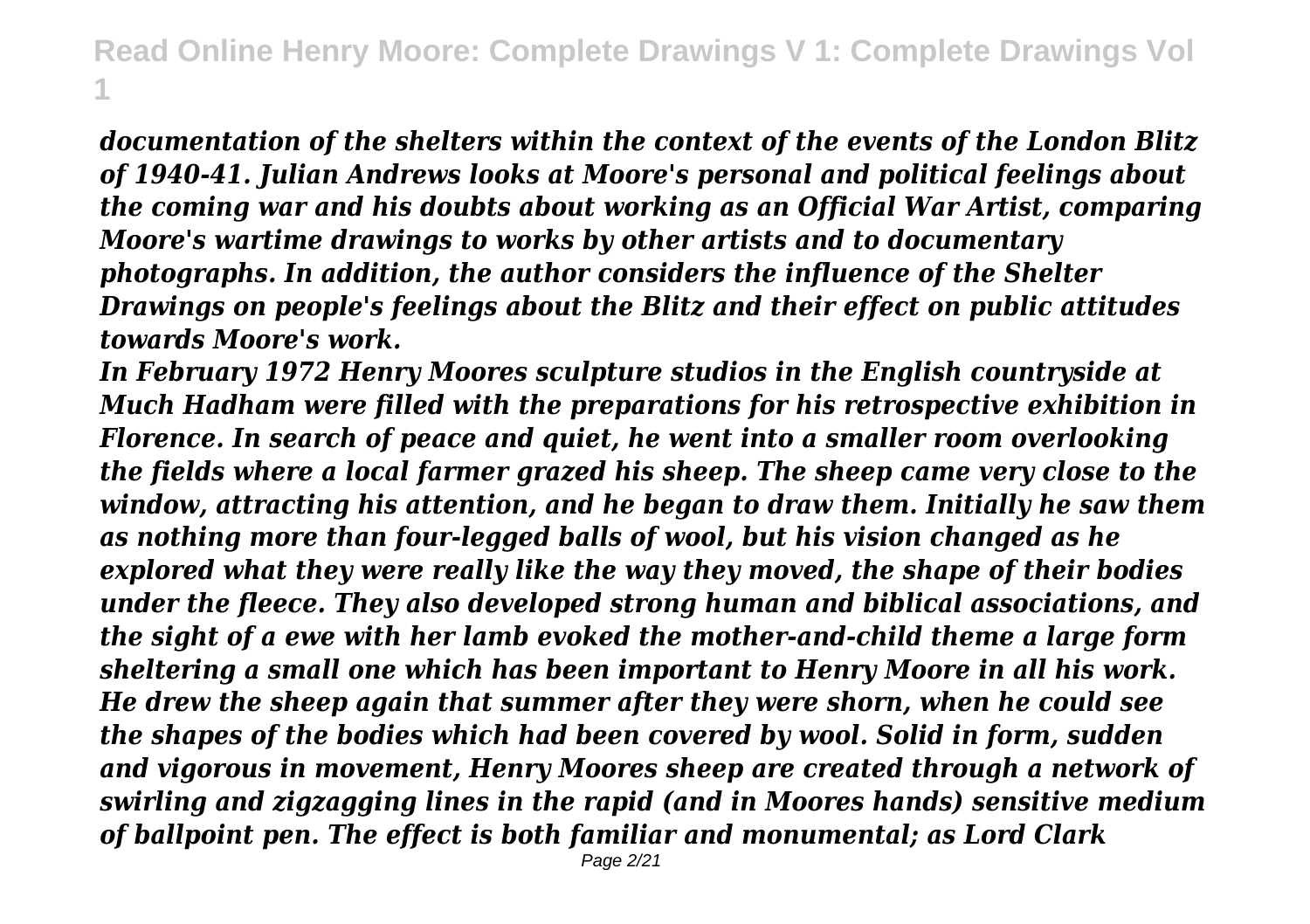*documentation of the shelters within the context of the events of the London Blitz of 1940-41. Julian Andrews looks at Moore's personal and political feelings about the coming war and his doubts about working as an Official War Artist, comparing Moore's wartime drawings to works by other artists and to documentary photographs. In addition, the author considers the influence of the Shelter Drawings on people's feelings about the Blitz and their effect on public attitudes towards Moore's work.*

*In February 1972 Henry Moores sculpture studios in the English countryside at Much Hadham were filled with the preparations for his retrospective exhibition in Florence. In search of peace and quiet, he went into a smaller room overlooking the fields where a local farmer grazed his sheep. The sheep came very close to the window, attracting his attention, and he began to draw them. Initially he saw them as nothing more than four-legged balls of wool, but his vision changed as he explored what they were really like the way they moved, the shape of their bodies under the fleece. They also developed strong human and biblical associations, and the sight of a ewe with her lamb evoked the mother-and-child theme a large form sheltering a small one which has been important to Henry Moore in all his work. He drew the sheep again that summer after they were shorn, when he could see the shapes of the bodies which had been covered by wool. Solid in form, sudden and vigorous in movement, Henry Moores sheep are created through a network of swirling and zigzagging lines in the rapid (and in Moores hands) sensitive medium of ballpoint pen. The effect is both familiar and monumental; as Lord Clark*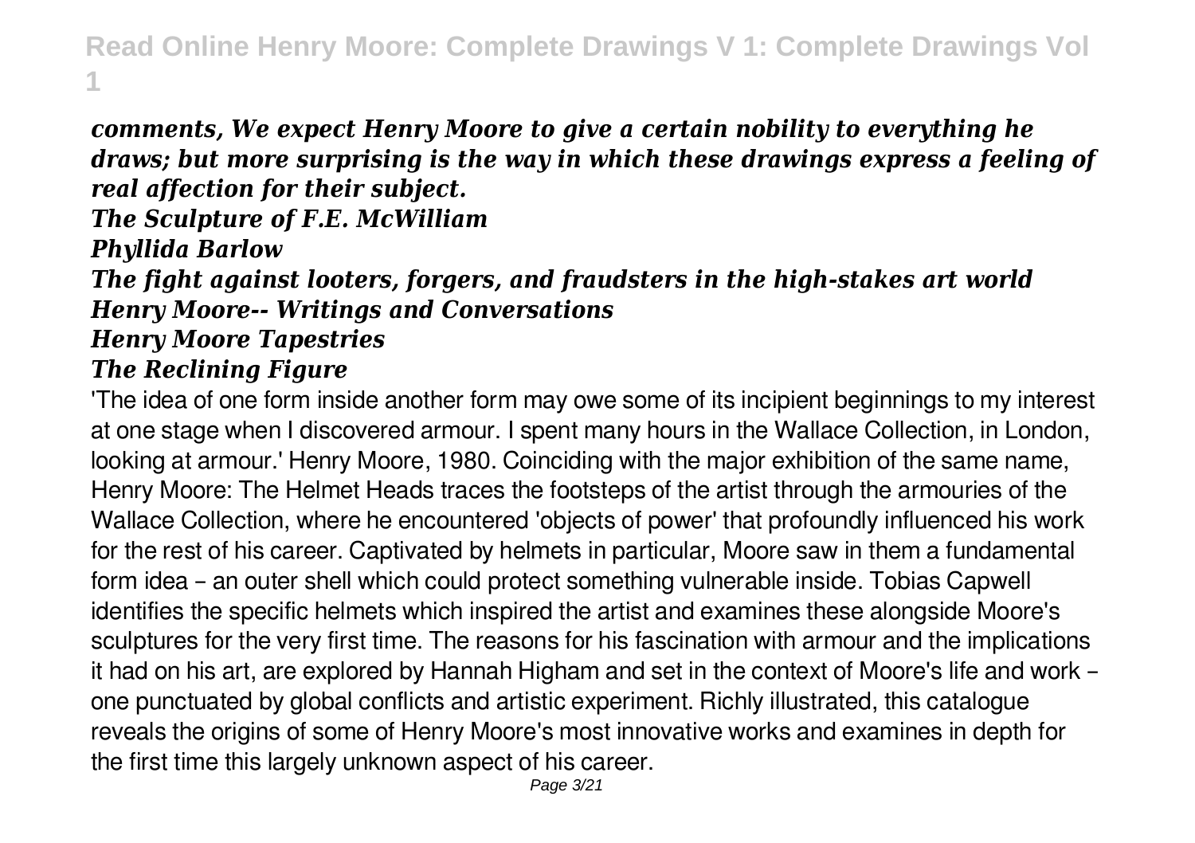*comments, We expect Henry Moore to give a certain nobility to everything he draws; but more surprising is the way in which these drawings express a feeling of real affection for their subject.*

***The Sculpture of F.E. McWilliam***

***Phyllida Barlow***

***The fight against looters, forgers, and fraudsters in the high-stakes art world***

***Henry Moore-- Writings and Conversations***

***Henry Moore Tapestries***

***The Reclining Figure***

'The idea of one form inside another form may owe some of its incipient beginnings to my interest at one stage when I discovered armour. I spent many hours in the Wallace Collection, in London, looking at armour.' Henry Moore, 1980. Coinciding with the major exhibition of the same name, Henry Moore: The Helmet Heads traces the footsteps of the artist through the armouries of the Wallace Collection, where he encountered 'objects of power' that profoundly influenced his work for the rest of his career. Captivated by helmets in particular, Moore saw in them a fundamental form idea – an outer shell which could protect something vulnerable inside. Tobias Capwell identifies the specific helmets which inspired the artist and examines these alongside Moore's sculptures for the very first time. The reasons for his fascination with armour and the implications it had on his art, are explored by Hannah Higham and set in the context of Moore's life and work – one punctuated by global conflicts and artistic experiment. Richly illustrated, this catalogue reveals the origins of some of Henry Moore's most innovative works and examines in depth for the first time this largely unknown aspect of his career.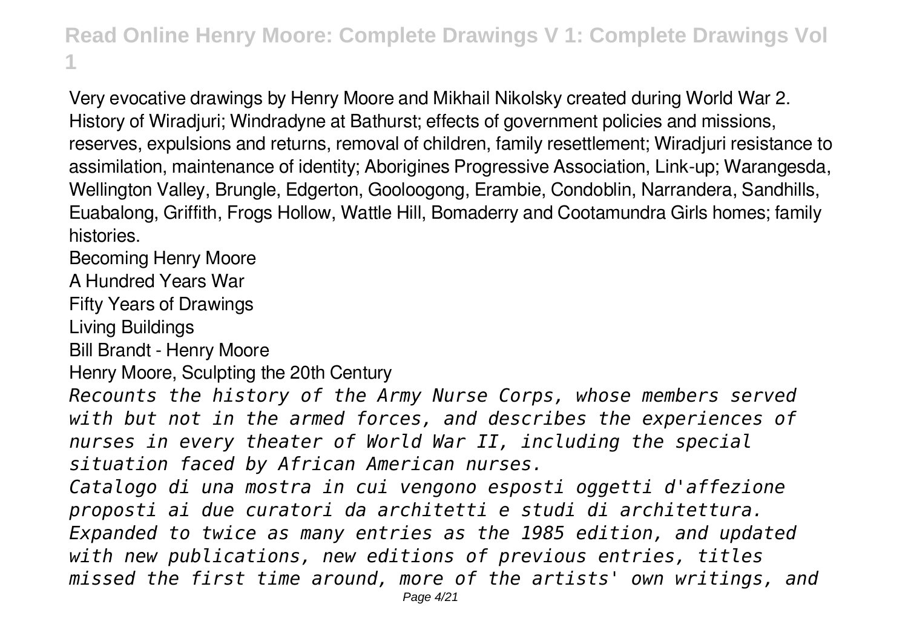Very evocative drawings by Henry Moore and Mikhail Nikolsky created during World War 2. History of Wiradjuri; Windradyne at Bathurst; effects of government policies and missions, reserves, expulsions and returns, removal of children, family resettlement; Wiradjuri resistance to assimilation, maintenance of identity; Aborigines Progressive Association, Link-up; Warangesda, Wellington Valley, Brungle, Edgerton, Gooloogong, Erambie, Condoblin, Narrandera, Sandhills, Euabalong, Griffith, Frogs Hollow, Wattle Hill, Bomaderry and Cootamundra Girls homes; family histories.

Becoming Henry Moore

A Hundred Years War

Fifty Years of Drawings

Living Buildings

Bill Brandt - Henry Moore

Henry Moore, Sculpting the 20th Century

*Recounts the history of the Army Nurse Corps, whose members served with but not in the armed forces, and describes the experiences of nurses in every theater of World War II, including the special situation faced by African American nurses.*

*Catalogo di una mostra in cui vengono esposti oggetti d'affezione proposti ai due curatori da architetti e studi di architettura.*

*Expanded to twice as many entries as the 1985 edition, and updated with new publications, new editions of previous entries, titles missed the first time around, more of the artists' own writings, and*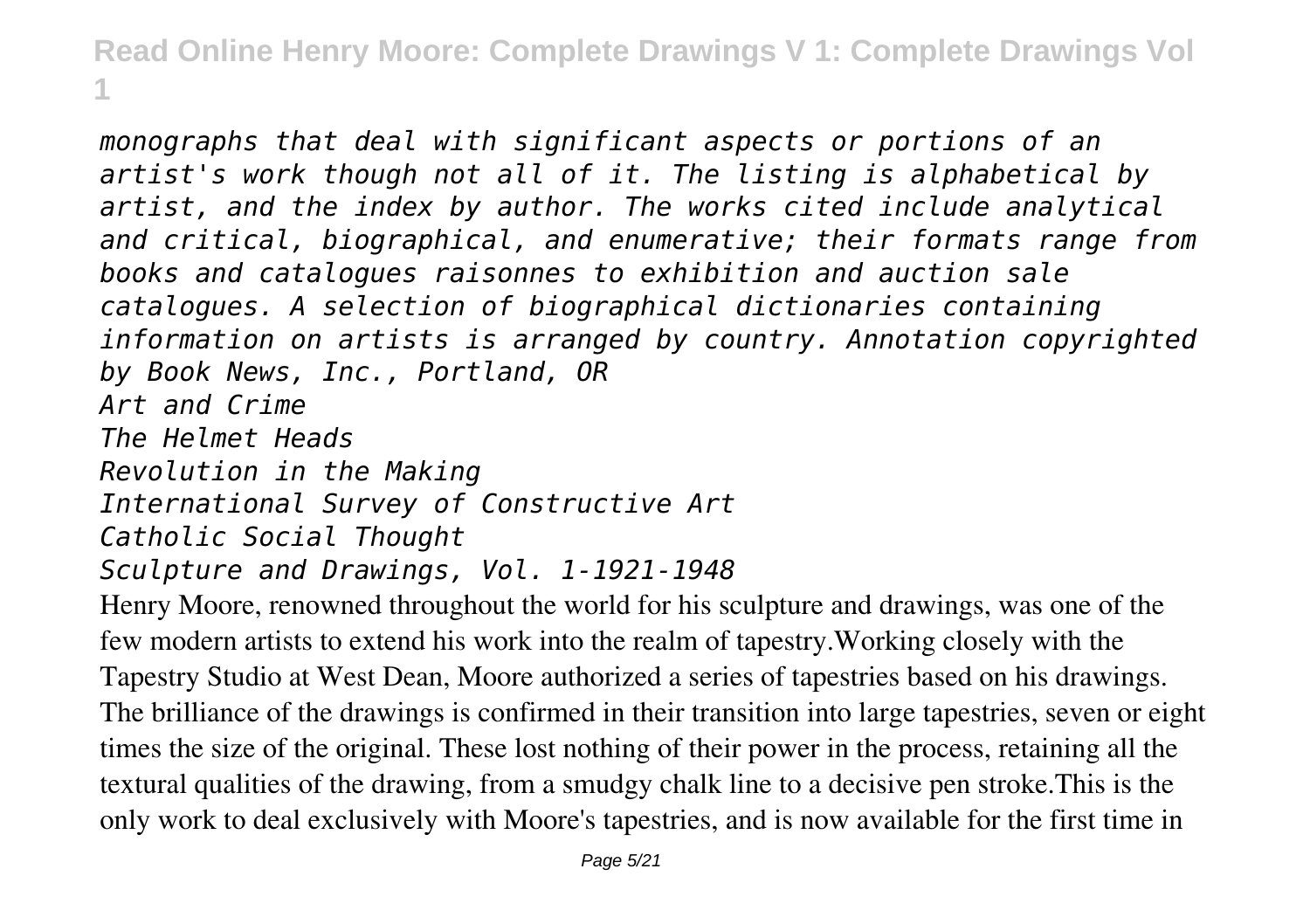*monographs that deal with significant aspects or portions of an artist's work though not all of it. The listing is alphabetical by artist, and the index by author. The works cited include analytical and critical, biographical, and enumerative; their formats range from books and catalogues raisonnes to exhibition and auction sale catalogues. A selection of biographical dictionaries containing information on artists is arranged by country. Annotation copyrighted by Book News, Inc., Portland, OR*

*Art and Crime*

*The Helmet Heads*

*Revolution in the Making*

*International Survey of Constructive Art*

*Catholic Social Thought*

*Sculpture and Drawings, Vol. 1-1921-1948*

Henry Moore, renowned throughout the world for his sculpture and drawings, was one of the few modern artists to extend his work into the realm of tapestry.Working closely with the Tapestry Studio at West Dean, Moore authorized a series of tapestries based on his drawings. The brilliance of the drawings is confirmed in their transition into large tapestries, seven or eight times the size of the original. These lost nothing of their power in the process, retaining all the textural qualities of the drawing, from a smudgy chalk line to a decisive pen stroke.This is the only work to deal exclusively with Moore's tapestries, and is now available for the first time in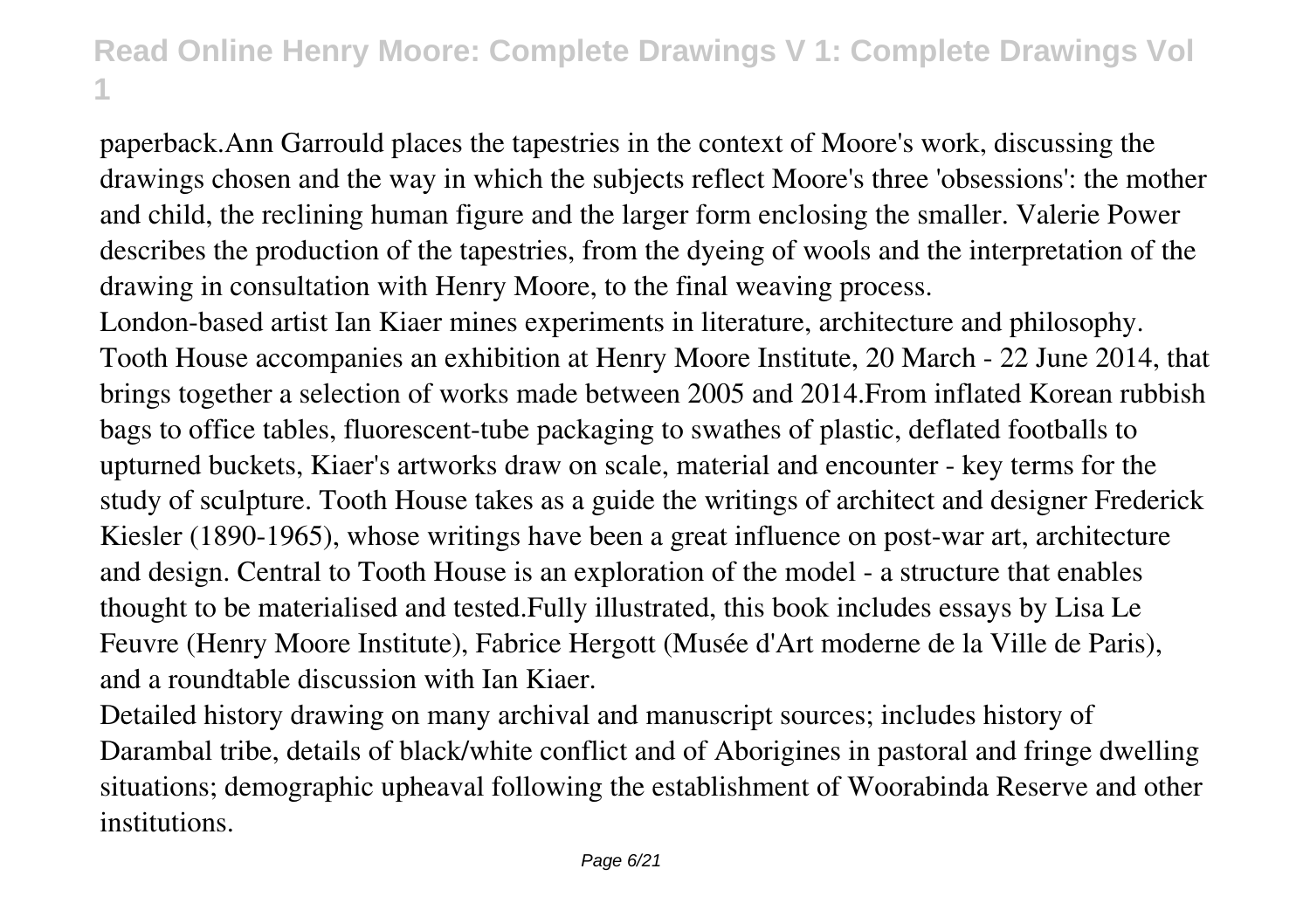paperback.Ann Garrould places the tapestries in the context of Moore's work, discussing the drawings chosen and the way in which the subjects reflect Moore's three 'obsessions': the mother and child, the reclining human figure and the larger form enclosing the smaller. Valerie Power describes the production of the tapestries, from the dyeing of wools and the interpretation of the drawing in consultation with Henry Moore, to the final weaving process.

London-based artist Ian Kiaer mines experiments in literature, architecture and philosophy. Tooth House accompanies an exhibition at Henry Moore Institute, 20 March - 22 June 2014, that brings together a selection of works made between 2005 and 2014.From inflated Korean rubbish bags to office tables, fluorescent-tube packaging to swathes of plastic, deflated footballs to upturned buckets, Kiaer's artworks draw on scale, material and encounter - key terms for the study of sculpture. Tooth House takes as a guide the writings of architect and designer Frederick Kiesler (1890-1965), whose writings have been a great influence on post-war art, architecture and design. Central to Tooth House is an exploration of the model - a structure that enables thought to be materialised and tested.Fully illustrated, this book includes essays by Lisa Le Feuvre (Henry Moore Institute), Fabrice Hergott (Musée d'Art moderne de la Ville de Paris), and a roundtable discussion with Ian Kiaer.

Detailed history drawing on many archival and manuscript sources; includes history of Darambal tribe, details of black/white conflict and of Aborigines in pastoral and fringe dwelling situations; demographic upheaval following the establishment of Woorabinda Reserve and other institutions.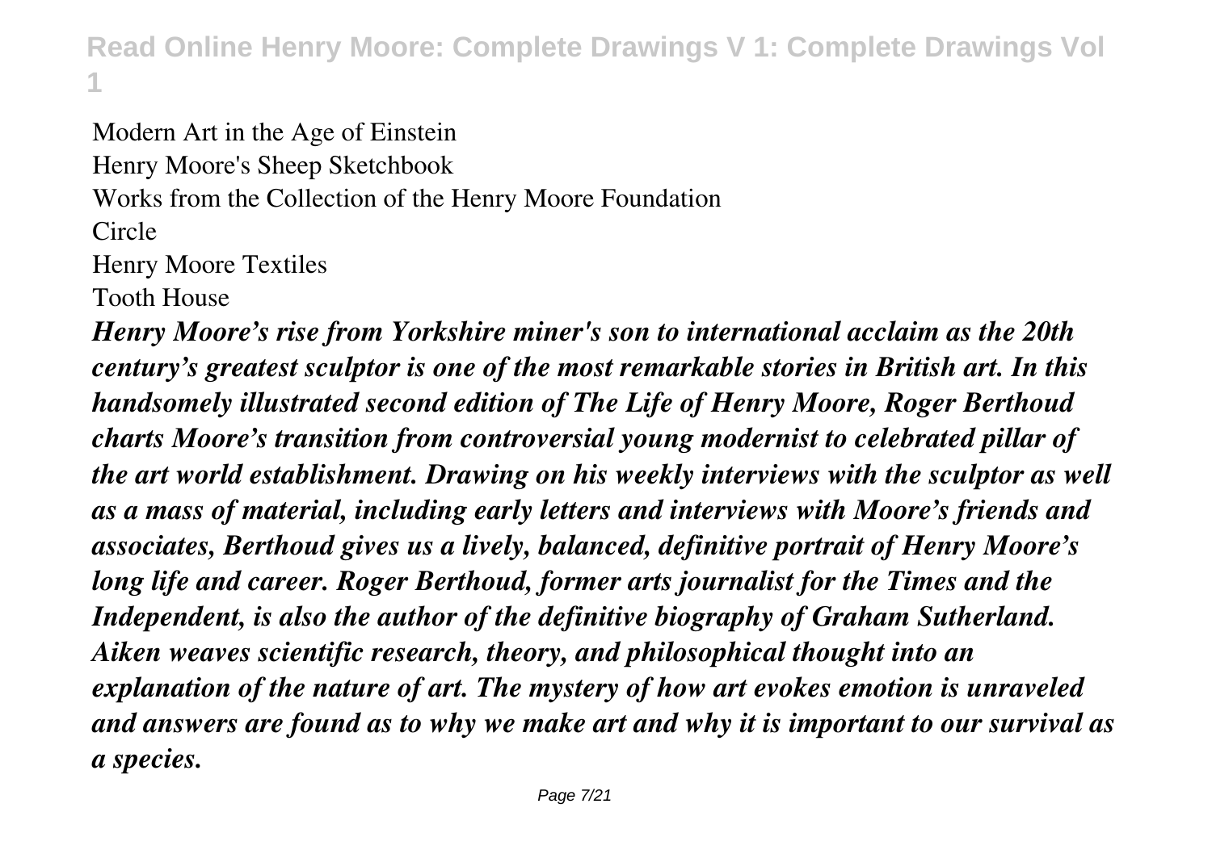Modern Art in the Age of Einstein
Henry Moore's Sheep Sketchbook
Works from the Collection of the Henry Moore Foundation
Circle
Henry Moore Textiles
Tooth House

***Henry Moore's rise from Yorkshire miner's son to international acclaim as the 20th century's greatest sculptor is one of the most remarkable stories in British art. In this handsomely illustrated second edition of The Life of Henry Moore, Roger Berthoud charts Moore's transition from controversial young modernist to celebrated pillar of the art world establishment. Drawing on his weekly interviews with the sculptor as well as a mass of material, including early letters and interviews with Moore's friends and associates, Berthoud gives us a lively, balanced, definitive portrait of Henry Moore's long life and career. Roger Berthoud, former arts journalist for the Times and the Independent, is also the author of the definitive biography of Graham Sutherland.***

***Aiken weaves scientific research, theory, and philosophical thought into an explanation of the nature of art. The mystery of how art evokes emotion is unraveled and answers are found as to why we make art and why it is important to our survival as a species.***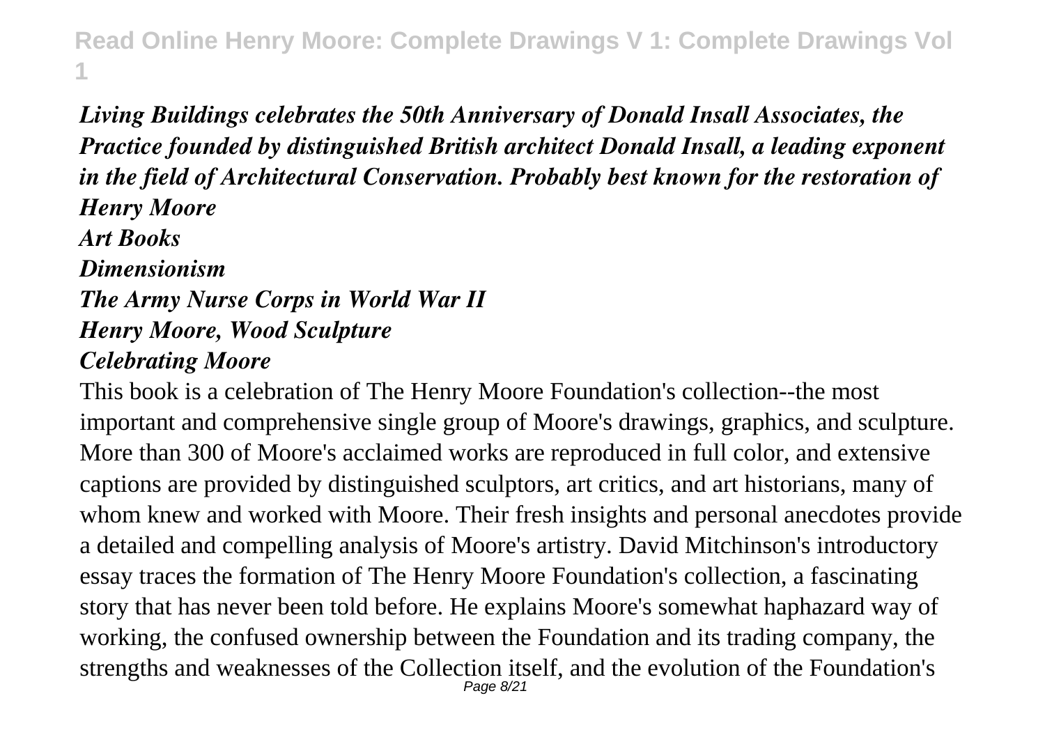*Living Buildings celebrates the 50th Anniversary of Donald Insall Associates, the Practice founded by distinguished British architect Donald Insall, a leading exponent in the field of Architectural Conservation. Probably best known for the restoration of*

*Henry Moore*

*Art Books*

*Dimensionism*

*The Army Nurse Corps in World War II*

*Henry Moore, Wood Sculpture*

*Celebrating Moore*

This book is a celebration of The Henry Moore Foundation's collection--the most important and comprehensive single group of Moore's drawings, graphics, and sculpture. More than 300 of Moore's acclaimed works are reproduced in full color, and extensive captions are provided by distinguished sculptors, art critics, and art historians, many of whom knew and worked with Moore. Their fresh insights and personal anecdotes provide a detailed and compelling analysis of Moore's artistry. David Mitchinson's introductory essay traces the formation of The Henry Moore Foundation's collection, a fascinating story that has never been told before. He explains Moore's somewhat haphazard way of working, the confused ownership between the Foundation and its trading company, the strengths and weaknesses of the Collection itself, and the evolution of the Foundation's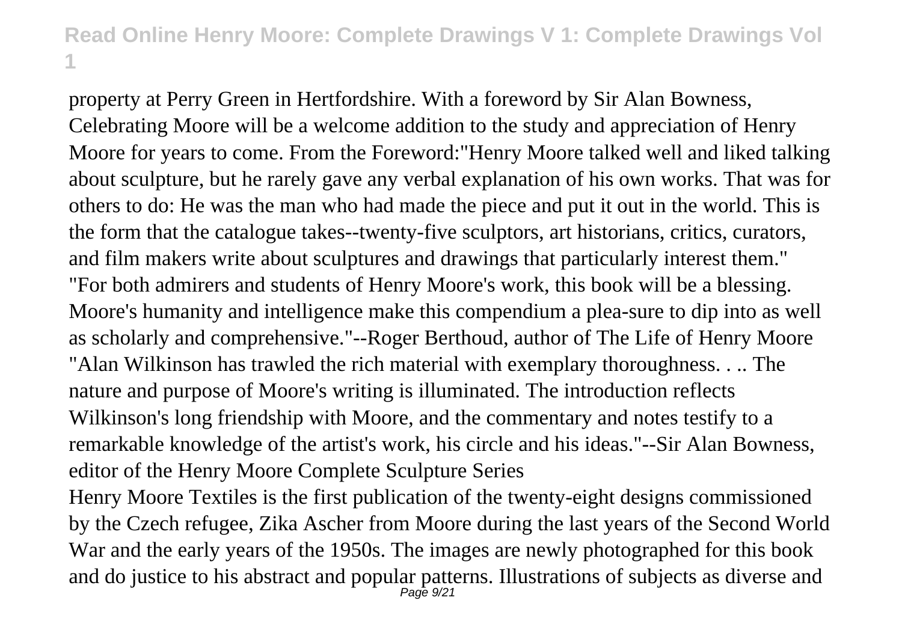property at Perry Green in Hertfordshire. With a foreword by Sir Alan Bowness, Celebrating Moore will be a welcome addition to the study and appreciation of Henry Moore for years to come. From the Foreword:"Henry Moore talked well and liked talking about sculpture, but he rarely gave any verbal explanation of his own works. That was for others to do: He was the man who had made the piece and put it out in the world. This is the form that the catalogue takes--twenty-five sculptors, art historians, critics, curators, and film makers write about sculptures and drawings that particularly interest them." "For both admirers and students of Henry Moore's work, this book will be a blessing. Moore's humanity and intelligence make this compendium a plea-sure to dip into as well as scholarly and comprehensive."--Roger Berthoud, author of The Life of Henry Moore "Alan Wilkinson has trawled the rich material with exemplary thoroughness. . .. The nature and purpose of Moore's writing is illuminated. The introduction reflects Wilkinson's long friendship with Moore, and the commentary and notes testify to a remarkable knowledge of the artist's work, his circle and his ideas."--Sir Alan Bowness, editor of the Henry Moore Complete Sculpture Series

Henry Moore Textiles is the first publication of the twenty-eight designs commissioned by the Czech refugee, Zika Ascher from Moore during the last years of the Second World War and the early years of the 1950s. The images are newly photographed for this book and do justice to his abstract and popular patterns. Illustrations of subjects as diverse and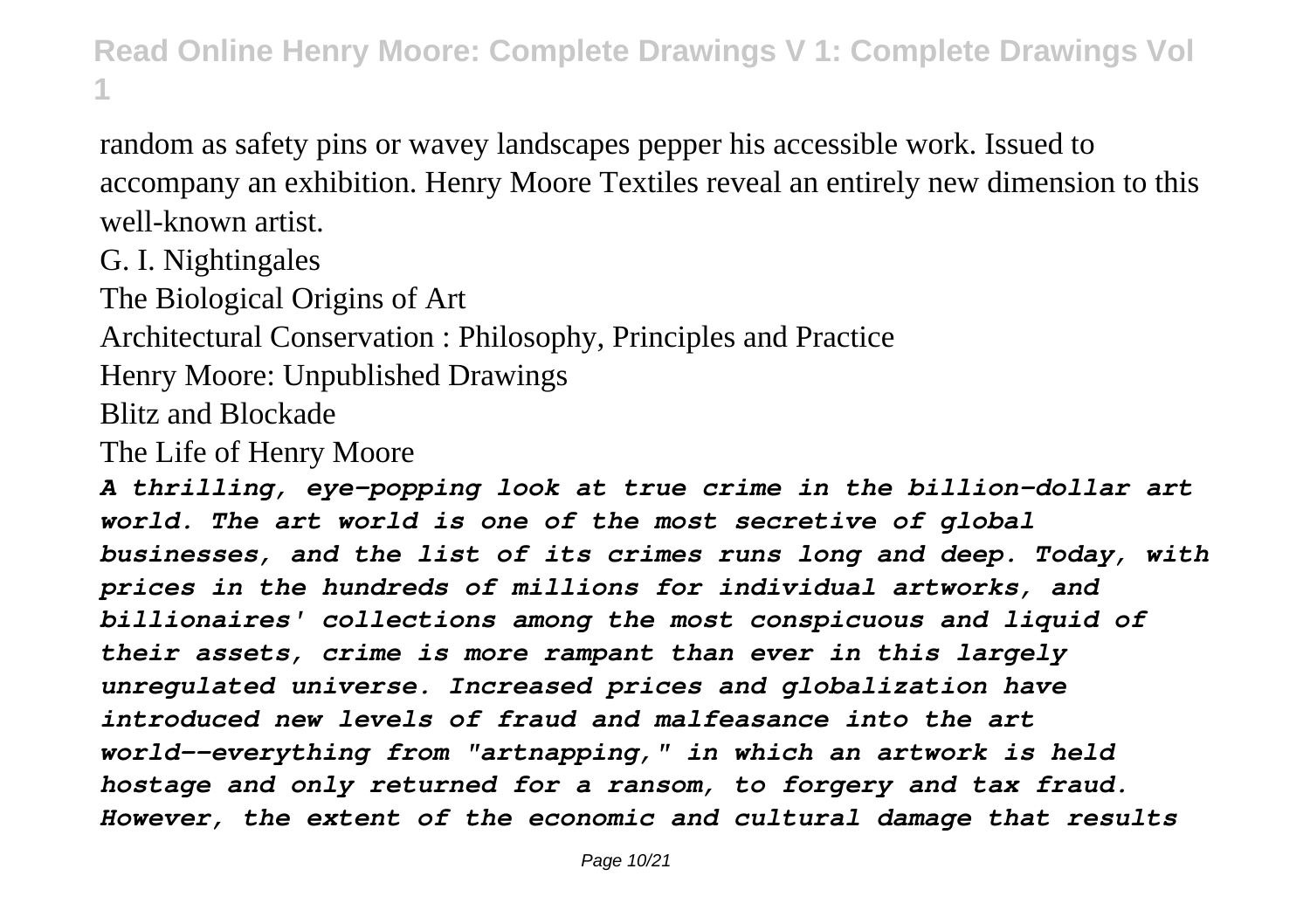random as safety pins or wavey landscapes pepper his accessible work. Issued to accompany an exhibition. Henry Moore Textiles reveal an entirely new dimension to this well-known artist.

G. I. Nightingales

The Biological Origins of Art

Architectural Conservation : Philosophy, Principles and Practice

Henry Moore: Unpublished Drawings

Blitz and Blockade

The Life of Henry Moore

***A thrilling, eye-popping look at true crime in the billion-dollar art world. The art world is one of the most secretive of global businesses, and the list of its crimes runs long and deep. Today, with prices in the hundreds of millions for individual artworks, and billionaires' collections among the most conspicuous and liquid of their assets, crime is more rampant than ever in this largely unregulated universe. Increased prices and globalization have introduced new levels of fraud and malfeasance into the art world--everything from "artnapping," in which an artwork is held hostage and only returned for a ransom, to forgery and tax fraud. However, the extent of the economic and cultural damage that results***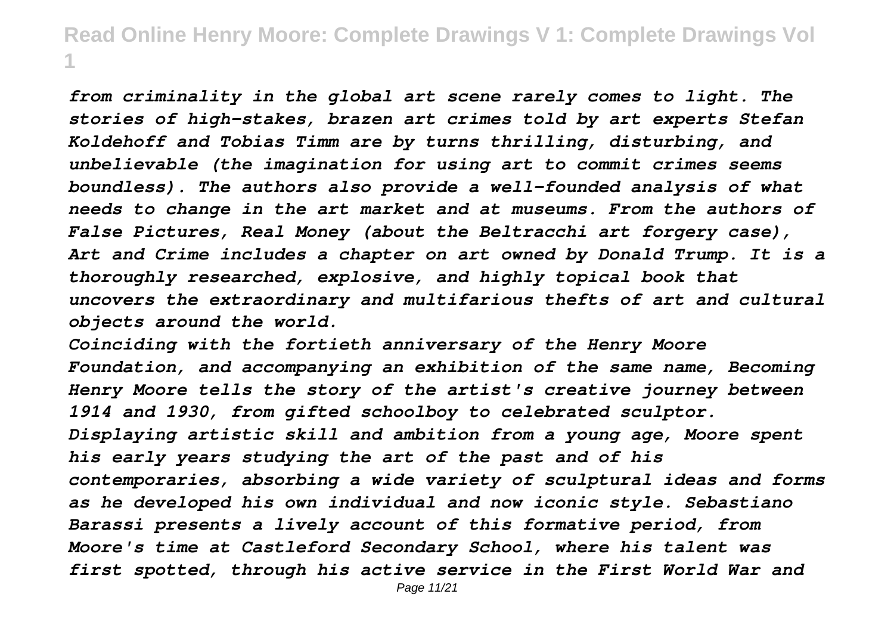*from criminality in the global art scene rarely comes to light. The stories of high-stakes, brazen art crimes told by art experts Stefan Koldehoff and Tobias Timm are by turns thrilling, disturbing, and unbelievable (the imagination for using art to commit crimes seems boundless). The authors also provide a well-founded analysis of what needs to change in the art market and at museums. From the authors of False Pictures, Real Money (about the Beltracchi art forgery case), Art and Crime includes a chapter on art owned by Donald Trump. It is a thoroughly researched, explosive, and highly topical book that uncovers the extraordinary and multifarious thefts of art and cultural objects around the world.*

*Coinciding with the fortieth anniversary of the Henry Moore Foundation, and accompanying an exhibition of the same name, Becoming Henry Moore tells the story of the artist's creative journey between 1914 and 1930, from gifted schoolboy to celebrated sculptor. Displaying artistic skill and ambition from a young age, Moore spent his early years studying the art of the past and of his contemporaries, absorbing a wide variety of sculptural ideas and forms as he developed his own individual and now iconic style. Sebastiano Barassi presents a lively account of this formative period, from Moore's time at Castleford Secondary School, where his talent was first spotted, through his active service in the First World War and*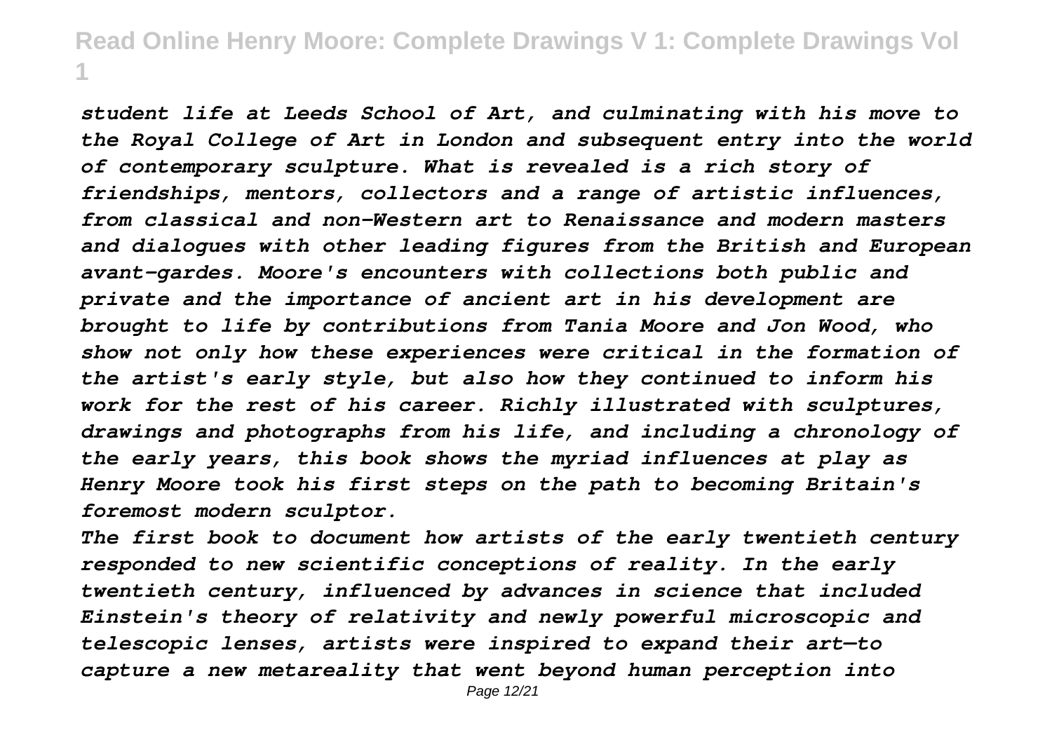*student life at Leeds School of Art, and culminating with his move to the Royal College of Art in London and subsequent entry into the world of contemporary sculpture. What is revealed is a rich story of friendships, mentors, collectors and a range of artistic influences, from classical and non-Western art to Renaissance and modern masters and dialogues with other leading figures from the British and European avant-gardes. Moore's encounters with collections both public and private and the importance of ancient art in his development are brought to life by contributions from Tania Moore and Jon Wood, who show not only how these experiences were critical in the formation of the artist's early style, but also how they continued to inform his work for the rest of his career. Richly illustrated with sculptures, drawings and photographs from his life, and including a chronology of the early years, this book shows the myriad influences at play as Henry Moore took his first steps on the path to becoming Britain's foremost modern sculptor.*

*The first book to document how artists of the early twentieth century responded to new scientific conceptions of reality. In the early twentieth century, influenced by advances in science that included Einstein's theory of relativity and newly powerful microscopic and telescopic lenses, artists were inspired to expand their art—to capture a new metareality that went beyond human perception into*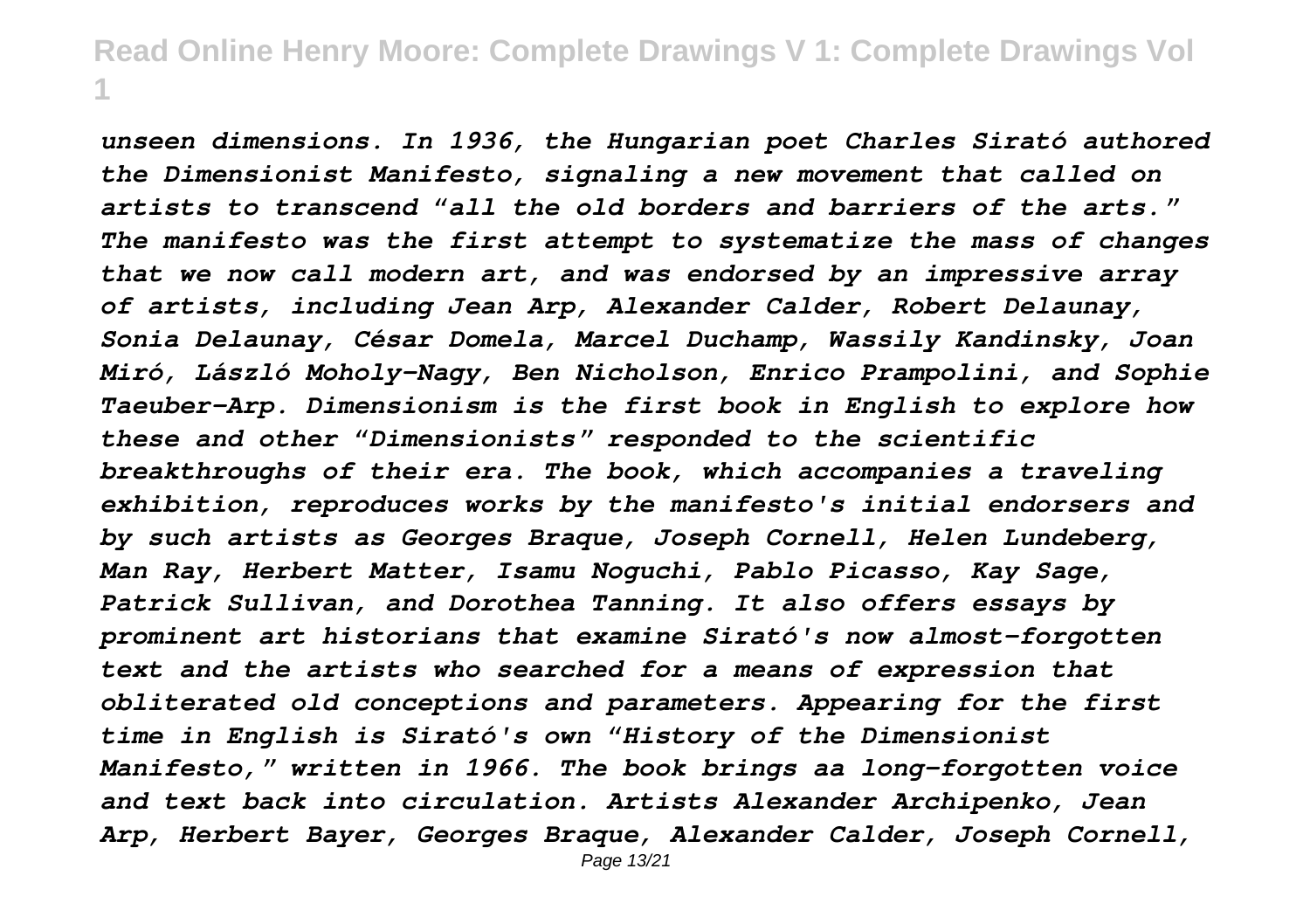*unseen dimensions. In 1936, the Hungarian poet Charles Sirató authored the Dimensionist Manifesto, signaling a new movement that called on artists to transcend "all the old borders and barriers of the arts." The manifesto was the first attempt to systematize the mass of changes that we now call modern art, and was endorsed by an impressive array of artists, including Jean Arp, Alexander Calder, Robert Delaunay, Sonia Delaunay, César Domela, Marcel Duchamp, Wassily Kandinsky, Joan Miró, László Moholy-Nagy, Ben Nicholson, Enrico Prampolini, and Sophie Taeuber-Arp. Dimensionism is the first book in English to explore how these and other "Dimensionists" responded to the scientific breakthroughs of their era. The book, which accompanies a traveling exhibition, reproduces works by the manifesto's initial endorsers and by such artists as Georges Braque, Joseph Cornell, Helen Lundeberg, Man Ray, Herbert Matter, Isamu Noguchi, Pablo Picasso, Kay Sage, Patrick Sullivan, and Dorothea Tanning. It also offers essays by prominent art historians that examine Sirató's now almost-forgotten text and the artists who searched for a means of expression that obliterated old conceptions and parameters. Appearing for the first time in English is Sirató's own "History of the Dimensionist Manifesto," written in 1966. The book brings aa long-forgotten voice and text back into circulation. Artists Alexander Archipenko, Jean Arp, Herbert Bayer, Georges Braque, Alexander Calder, Joseph Cornell,*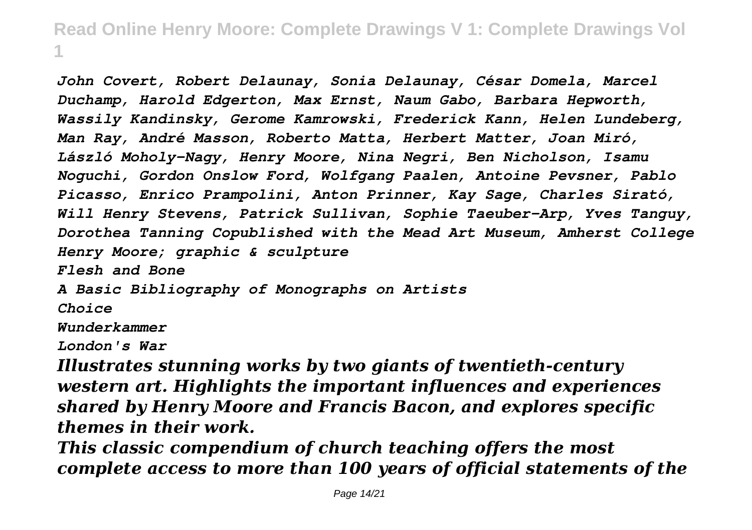*John Covert, Robert Delaunay, Sonia Delaunay, César Domela, Marcel Duchamp, Harold Edgerton, Max Ernst, Naum Gabo, Barbara Hepworth, Wassily Kandinsky, Gerome Kamrowski, Frederick Kann, Helen Lundeberg, Man Ray, André Masson, Roberto Matta, Herbert Matter, Joan Miró, László Moholy-Nagy, Henry Moore, Nina Negri, Ben Nicholson, Isamu Noguchi, Gordon Onslow Ford, Wolfgang Paalen, Antoine Pevsner, Pablo Picasso, Enrico Prampolini, Anton Prinner, Kay Sage, Charles Sirató, Will Henry Stevens, Patrick Sullivan, Sophie Taeuber-Arp, Yves Tanguy, Dorothea Tanning Copublished with the Mead Art Museum, Amherst College*

*Henry Moore; graphic & sculpture*

*Flesh and Bone*

*A Basic Bibliography of Monographs on Artists*

*Choice*

*Wunderkammer*

*London's War*

*Illustrates stunning works by two giants of twentieth-century western art. Highlights the important influences and experiences shared by Henry Moore and Francis Bacon, and explores specific themes in their work.*

*This classic compendium of church teaching offers the most complete access to more than 100 years of official statements of the*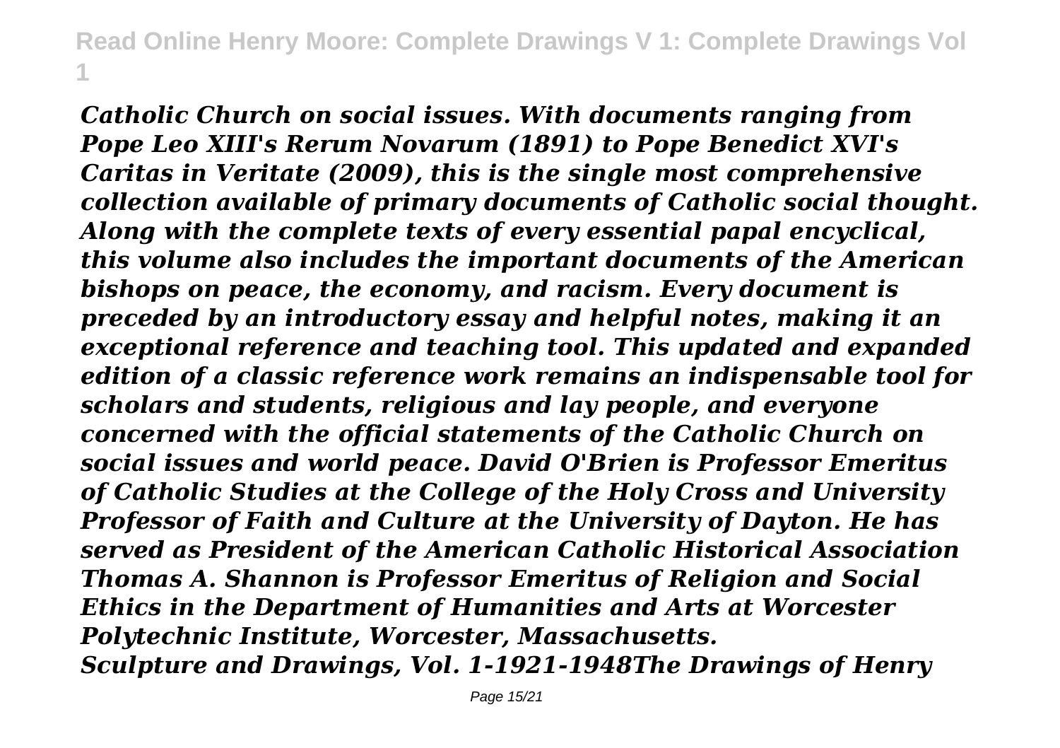*Catholic Church on social issues. With documents ranging from Pope Leo XIII's Rerum Novarum (1891) to Pope Benedict XVI's Caritas in Veritate (2009), this is the single most comprehensive collection available of primary documents of Catholic social thought. Along with the complete texts of every essential papal encyclical, this volume also includes the important documents of the American bishops on peace, the economy, and racism. Every document is preceded by an introductory essay and helpful notes, making it an exceptional reference and teaching tool. This updated and expanded edition of a classic reference work remains an indispensable tool for scholars and students, religious and lay people, and everyone concerned with the official statements of the Catholic Church on social issues and world peace. David O'Brien is Professor Emeritus of Catholic Studies at the College of the Holy Cross and University Professor of Faith and Culture at the University of Dayton. He has served as President of the American Catholic Historical Association Thomas A. Shannon is Professor Emeritus of Religion and Social Ethics in the Department of Humanities and Arts at Worcester Polytechnic Institute, Worcester, Massachusetts.*

*Sculpture and Drawings, Vol. 1-1921-1948The Drawings of Henry*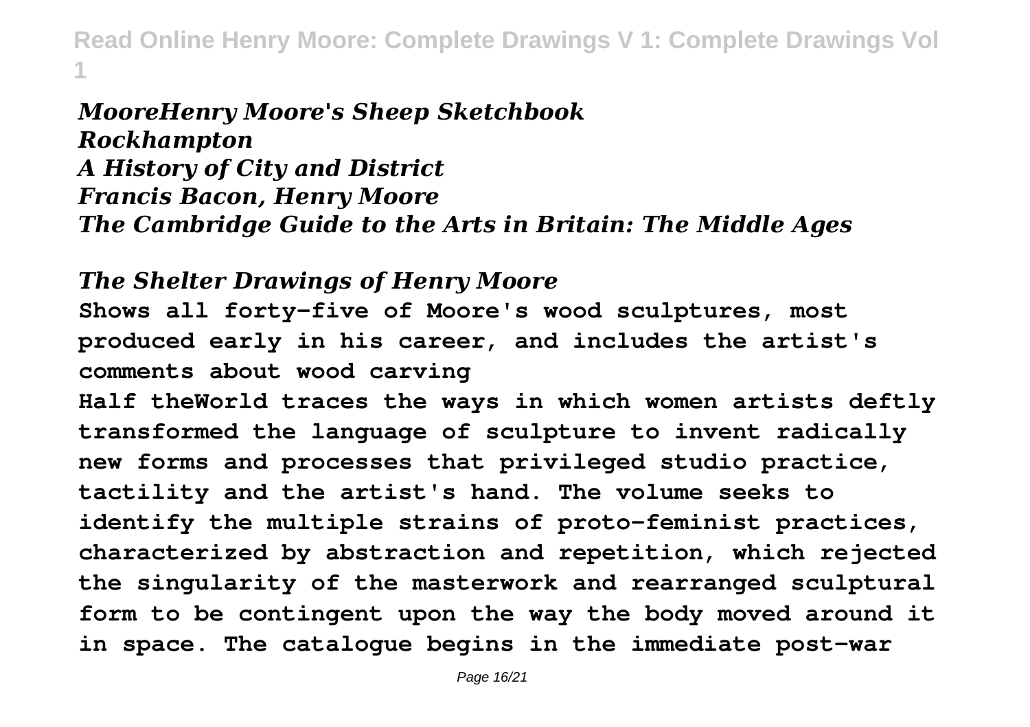*MooreHenry Moore's Sheep Sketchbook*
*Rockhampton*
*A History of City and District*
*Francis Bacon, Henry Moore*
*The Cambridge Guide to the Arts in Britain: The Middle Ages*

*The Shelter Drawings of Henry Moore*

**Shows all forty-five of Moore's wood sculptures, most produced early in his career, and includes the artist's comments about wood carving**

**Half theWorld traces the ways in which women artists deftly transformed the language of sculpture to invent radically new forms and processes that privileged studio practice, tactility and the artist's hand. The volume seeks to identify the multiple strains of proto-feminist practices, characterized by abstraction and repetition, which rejected the singularity of the masterwork and rearranged sculptural form to be contingent upon the way the body moved around it in space. The catalogue begins in the immediate post-war**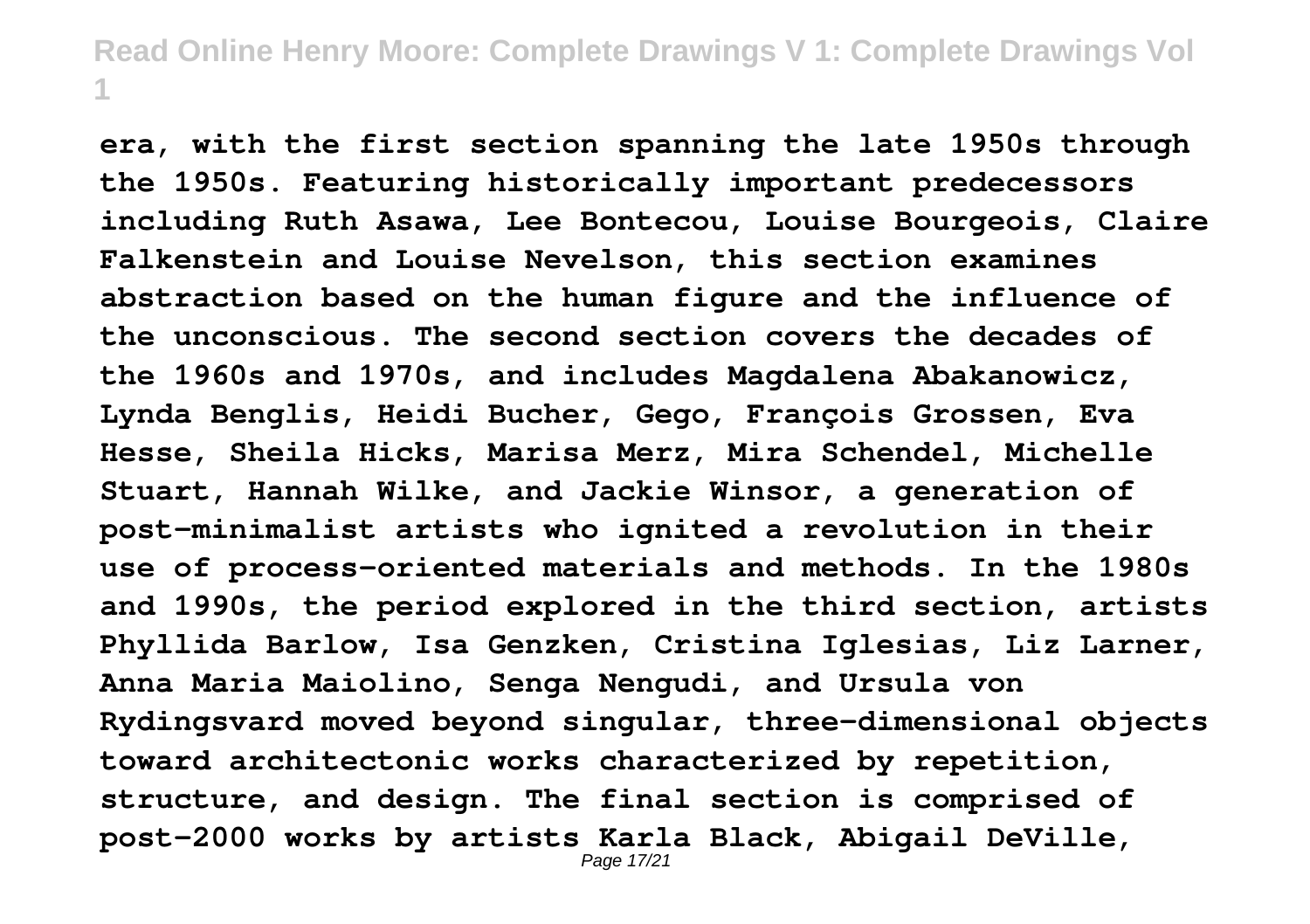era, with the first section spanning the late 1950s through the 1950s. Featuring historically important predecessors including Ruth Asawa, Lee Bontecou, Louise Bourgeois, Claire Falkenstein and Louise Nevelson, this section examines abstraction based on the human figure and the influence of the unconscious. The second section covers the decades of the 1960s and 1970s, and includes Magdalena Abakanowicz, Lynda Benglis, Heidi Bucher, Gego, François Grossen, Eva Hesse, Sheila Hicks, Marisa Merz, Mira Schendel, Michelle Stuart, Hannah Wilke, and Jackie Winsor, a generation of post-minimalist artists who ignited a revolution in their use of process-oriented materials and methods. In the 1980s and 1990s, the period explored in the third section, artists Phyllida Barlow, Isa Genzken, Cristina Iglesias, Liz Larner, Anna Maria Maiolino, Senga Nengudi, and Ursula von Rydingsvard moved beyond singular, three-dimensional objects toward architectonic works characterized by repetition, structure, and design. The final section is comprised of post-2000 works by artists Karla Black, Abigail DeVille,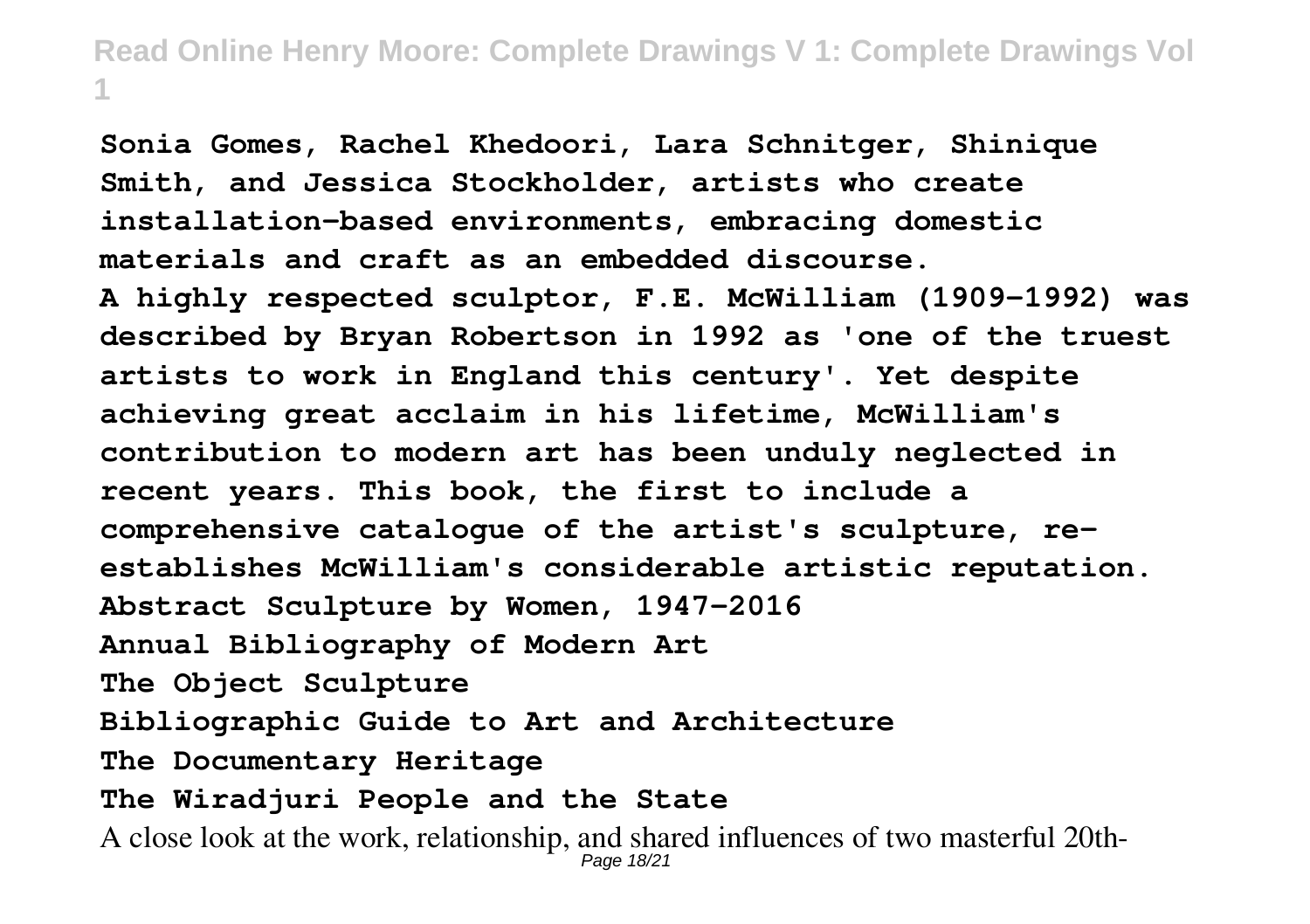**Sonia Gomes, Rachel Khedoori, Lara Schnitger, Shinique Smith, and Jessica Stockholder, artists who create installation-based environments, embracing domestic materials and craft as an embedded discourse.**

**A highly respected sculptor, F.E. McWilliam (1909-1992) was described by Bryan Robertson in 1992 as 'one of the truest artists to work in England this century'. Yet despite achieving great acclaim in his lifetime, McWilliam's contribution to modern art has been unduly neglected in recent years. This book, the first to include a comprehensive catalogue of the artist's sculpture, re-establishes McWilliam's considerable artistic reputation.**

**Abstract Sculpture by Women, 1947-2016**

**Annual Bibliography of Modern Art**

**The Object Sculpture**

**Bibliographic Guide to Art and Architecture**

**The Documentary Heritage**

**The Wiradjuri People and the State**

A close look at the work, relationship, and shared influences of two masterful 20th-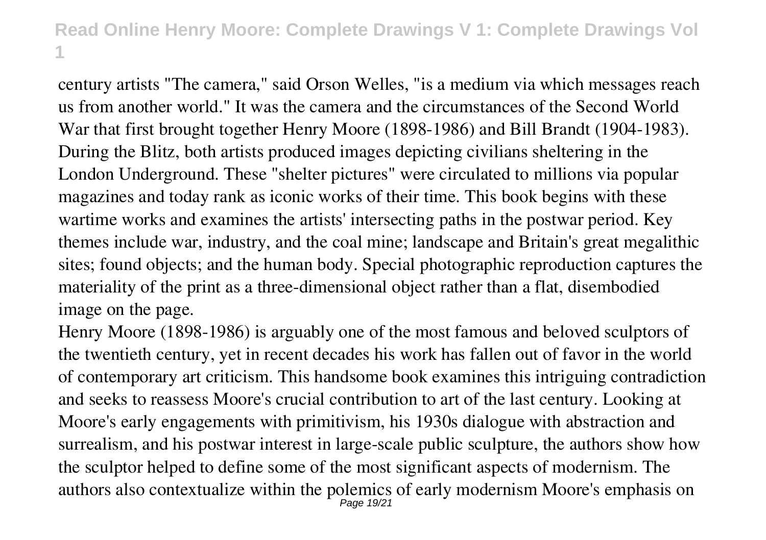century artists "The camera," said Orson Welles, "is a medium via which messages reach us from another world." It was the camera and the circumstances of the Second World War that first brought together Henry Moore (1898-1986) and Bill Brandt (1904-1983). During the Blitz, both artists produced images depicting civilians sheltering in the London Underground. These "shelter pictures" were circulated to millions via popular magazines and today rank as iconic works of their time. This book begins with these wartime works and examines the artists' intersecting paths in the postwar period. Key themes include war, industry, and the coal mine; landscape and Britain's great megalithic sites; found objects; and the human body. Special photographic reproduction captures the materiality of the print as a three-dimensional object rather than a flat, disembodied image on the page.

Henry Moore (1898-1986) is arguably one of the most famous and beloved sculptors of the twentieth century, yet in recent decades his work has fallen out of favor in the world of contemporary art criticism. This handsome book examines this intriguing contradiction and seeks to reassess Moore's crucial contribution to art of the last century. Looking at Moore's early engagements with primitivism, his 1930s dialogue with abstraction and surrealism, and his postwar interest in large-scale public sculpture, the authors show how the sculptor helped to define some of the most significant aspects of modernism. The authors also contextualize within the polemics of early modernism Moore's emphasis on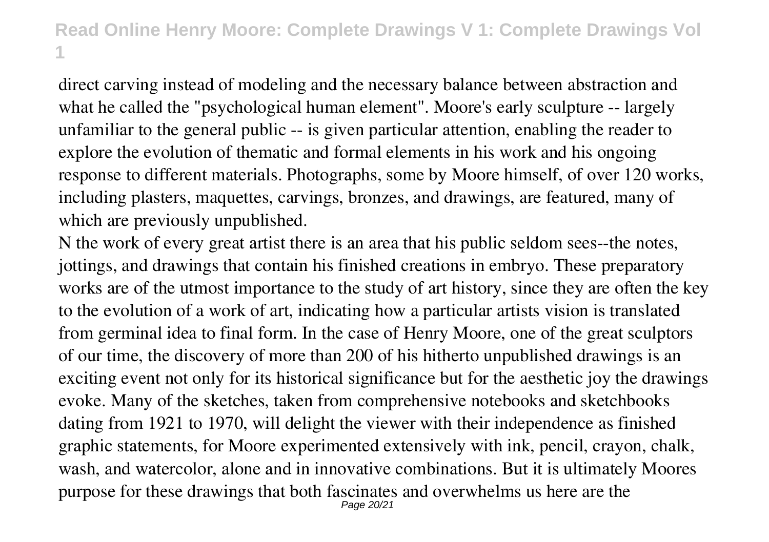direct carving instead of modeling and the necessary balance between abstraction and what he called the "psychological human element". Moore's early sculpture -- largely unfamiliar to the general public -- is given particular attention, enabling the reader to explore the evolution of thematic and formal elements in his work and his ongoing response to different materials. Photographs, some by Moore himself, of over 120 works, including plasters, maquettes, carvings, bronzes, and drawings, are featured, many of which are previously unpublished.

N the work of every great artist there is an area that his public seldom sees--the notes, jottings, and drawings that contain his finished creations in embryo. These preparatory works are of the utmost importance to the study of art history, since they are often the key to the evolution of a work of art, indicating how a particular artists vision is translated from germinal idea to final form. In the case of Henry Moore, one of the great sculptors of our time, the discovery of more than 200 of his hitherto unpublished drawings is an exciting event not only for its historical significance but for the aesthetic joy the drawings evoke. Many of the sketches, taken from comprehensive notebooks and sketchbooks dating from 1921 to 1970, will delight the viewer with their independence as finished graphic statements, for Moore experimented extensively with ink, pencil, crayon, chalk, wash, and watercolor, alone and in innovative combinations. But it is ultimately Moores purpose for these drawings that both fascinates and overwhelms us here are the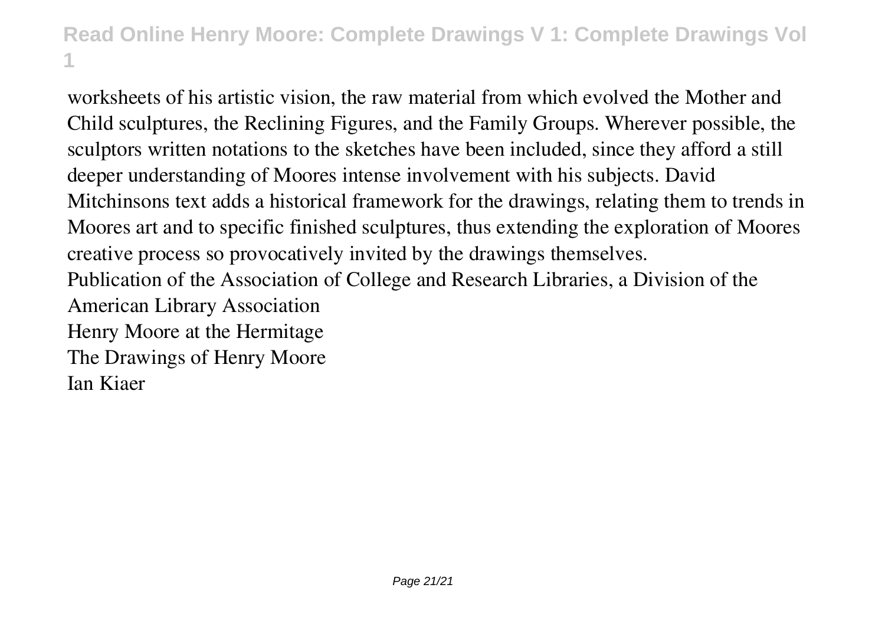worksheets of his artistic vision, the raw material from which evolved the Mother and Child sculptures, the Reclining Figures, and the Family Groups. Wherever possible, the sculptors written notations to the sketches have been included, since they afford a still deeper understanding of Moores intense involvement with his subjects. David Mitchinsons text adds a historical framework for the drawings, relating them to trends in Moores art and to specific finished sculptures, thus extending the exploration of Moores creative process so provocatively invited by the drawings themselves.

Publication of the Association of College and Research Libraries, a Division of the American Library Association

Henry Moore at the Hermitage

The Drawings of Henry Moore

Ian Kiaer